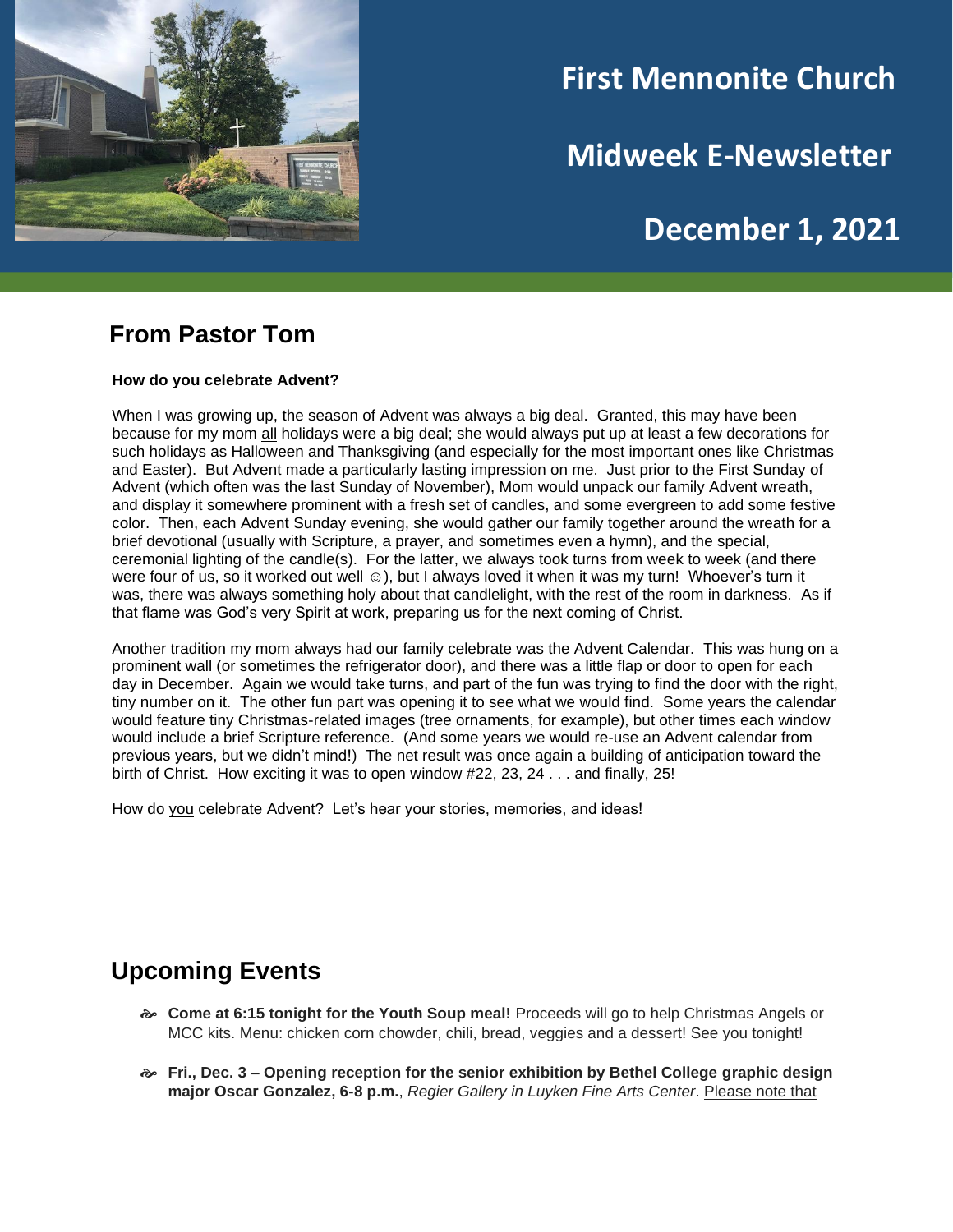# First Mennonite Church

# Midweek E-Newsletter

# December 1, 2021

## From Pastor Tom

**How do you celebrate Advent?**

When I was growing up, the season of Advent was always a big deal. Granted, this may have been because for my mom all holidays were a big deal; she would always put up at least a few decorations for such holidays as Halloween and Thanksgiving (and especially for the most important ones like Christmas and Easter). But Advent made a particularly lasting impression on me. Just prior to the First Sunday of Advent (which often was the last Sunday of November), Mom would unpack our family Advent wreath, and display it somewhere prominent with a fresh set of candles, and some evergreen to add some festive color. Then, each Advent Sunday evening, she would gather our family together around the wreath for a brief devotional (usually with Scripture, a prayer, and sometimes even a hymn), and the special, ceremonial lighting of the candle(s). For the latter, we always took turns from week to week (and there were four of us, so it worked out well ☺), but I always loved it when it was my turn! Whoever's turn it was, there was always something holy about that candlelight, with the rest of the room in darkness. As if that flame was God's very Spirit at work, preparing us for the next coming of Christ.

Another tradition my mom always had our family celebrate was the Advent Calendar. This was hung on a prominent wall (or sometimes the refrigerator door), and there was a little flap or door to open for each day in December. Again we would take turns, and part of the fun was trying to find the door with the right, tiny number on it. The other fun part was opening it to see what we would find. Some years the calendar would feature tiny Christmas-related images (tree ornaments, for example), but other times each window would include a brief Scripture reference. (And some years we would re-use an Advent calendar from previous years, but we didn't mind!) The net result was once again a building of anticipation toward the birth of Christ. How exciting it was to open window #22, 23, 24 . . . and finally, 25!

How do you celebrate Advent? Let's hear your stories, memories, and ideas!

## Upcoming Events

- **Come at 6:15 tonight for the Youth Soup meal!** Proceeds will go to help Christmas Angels or MCC kits. Menu: chicken corn chowder, chili, bread, veggies and a dessert! See you tonight!
- **Fri., Dec. 3 – Opening reception for the senior exhibition by Bethel College graphic design major Oscar Gonzalez, 6-8 p.m.**, *Regier Gallery in Luyken Fine Arts Center*. Please note that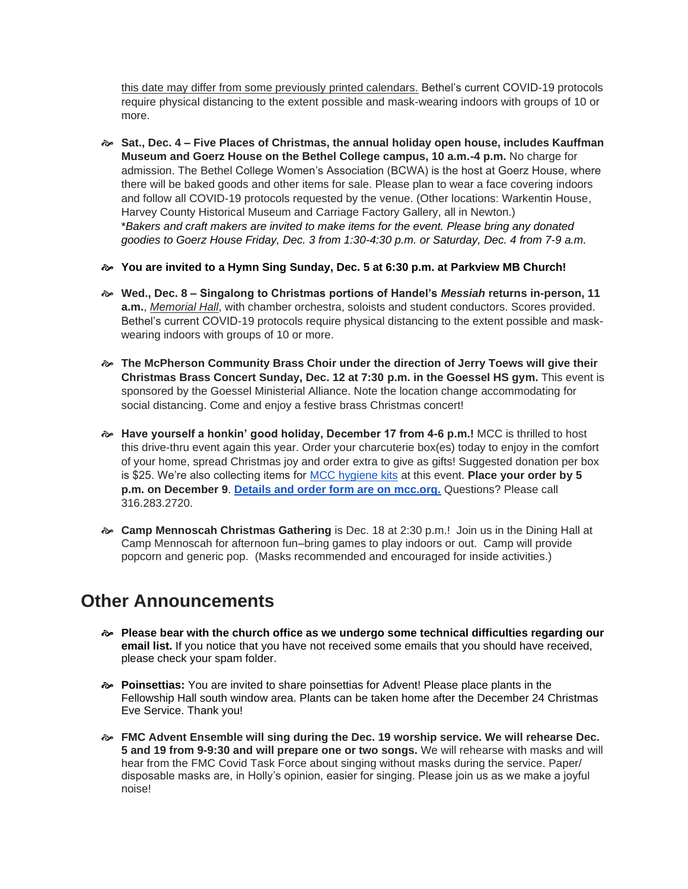this date may differ from some previously printed calendars. Bethel's current COVID-19 protocols require physical distancing to the extent possible and mask-wearing indoors with groups of 10 or more.

- **Sat., Dec. 4 – Five Places of Christmas, the annual holiday open house, includes Kauffman Museum and Goerz House on the Bethel College campus, 10 a.m.-4 p.m.** No charge for admission. The Bethel College Women's Association (BCWA) is the host at Goerz House, where there will be baked goods and other items for sale. Please plan to wear a face covering indoors and follow all COVID-19 protocols requested by the venue. (Other locations: Warkentin House, Harvey County Historical Museum and Carriage Factory Gallery, all in Newton.)
  **Bakers and craft makers are invited to make items for the event. Please bring any donated goodies to Goerz House Friday, Dec. 3 from 1:30-4:30 p.m. or Saturday, Dec. 4 from 7-9 a.m.*

- **You are invited to a Hymn Sing Sunday, Dec. 5 at 6:30 p.m. at Parkview MB Church!**

- **Wed., Dec. 8 – Singalong to Christmas portions of Handel's *Messiah* returns in-person, 11 a.m.**, *Memorial Hall*, with chamber orchestra, soloists and student conductors. Scores provided. Bethel's current COVID-19 protocols require physical distancing to the extent possible and mask-wearing indoors with groups of 10 or more.

- **The McPherson Community Brass Choir under the direction of Jerry Toews will give their Christmas Brass Concert Sunday, Dec. 12 at 7:30 p.m. in the Goessel HS gym.** This event is sponsored by the Goessel Ministerial Alliance. Note the location change accommodating for social distancing. Come and enjoy a festive brass Christmas concert!

- **Have yourself a honkin' good holiday, December 17 from 4-6 p.m.!** MCC is thrilled to host this drive-thru event again this year. Order your charcuterie box(es) today to enjoy in the comfort of your home, spread Christmas joy and order extra to give as gifts! Suggested donation per box is $25. We're also collecting items for MCC hygiene kits at this event. **Place your order by 5 p.m. on December 9**. **Details and order form are on mcc.org.** Questions? Please call 316.283.2720.

- **Camp Mennoscah Christmas Gathering** is Dec. 18 at 2:30 p.m.! Join us in the Dining Hall at Camp Mennoscah for afternoon fun–bring games to play indoors or out. Camp will provide popcorn and generic pop. (Masks recommended and encouraged for inside activities.)

## Other Announcements

- **Please bear with the church office as we undergo some technical difficulties regarding our email list.** If you notice that you have not received some emails that you should have received, please check your spam folder.

- **Poinsettias:** You are invited to share poinsettias for Advent! Please place plants in the Fellowship Hall south window area. Plants can be taken home after the December 24 Christmas Eve Service. Thank you!

- **FMC Advent Ensemble will sing during the Dec. 19 worship service. We will rehearse Dec. 5 and 19 from 9-9:30 and will prepare one or two songs.** We will rehearse with masks and will hear from the FMC Covid Task Force about singing without masks during the service. Paper/ disposable masks are, in Holly's opinion, easier for singing. Please join us as we make a joyful noise!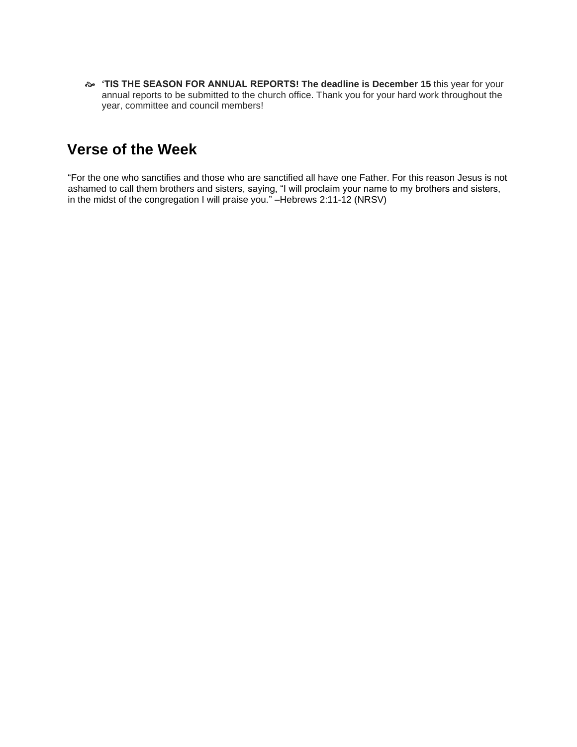- **'TIS THE SEASON FOR ANNUAL REPORTS! The deadline is December 15** this year for your annual reports to be submitted to the church office. Thank you for your hard work throughout the year, committee and council members!

## Verse of the Week

"For the one who sanctifies and those who are sanctified all have one Father. For this reason Jesus is not ashamed to call them brothers and sisters, saying, "I will proclaim your name to my brothers and sisters, in the midst of the congregation I will praise you." –Hebrews 2:11-12 (NRSV)